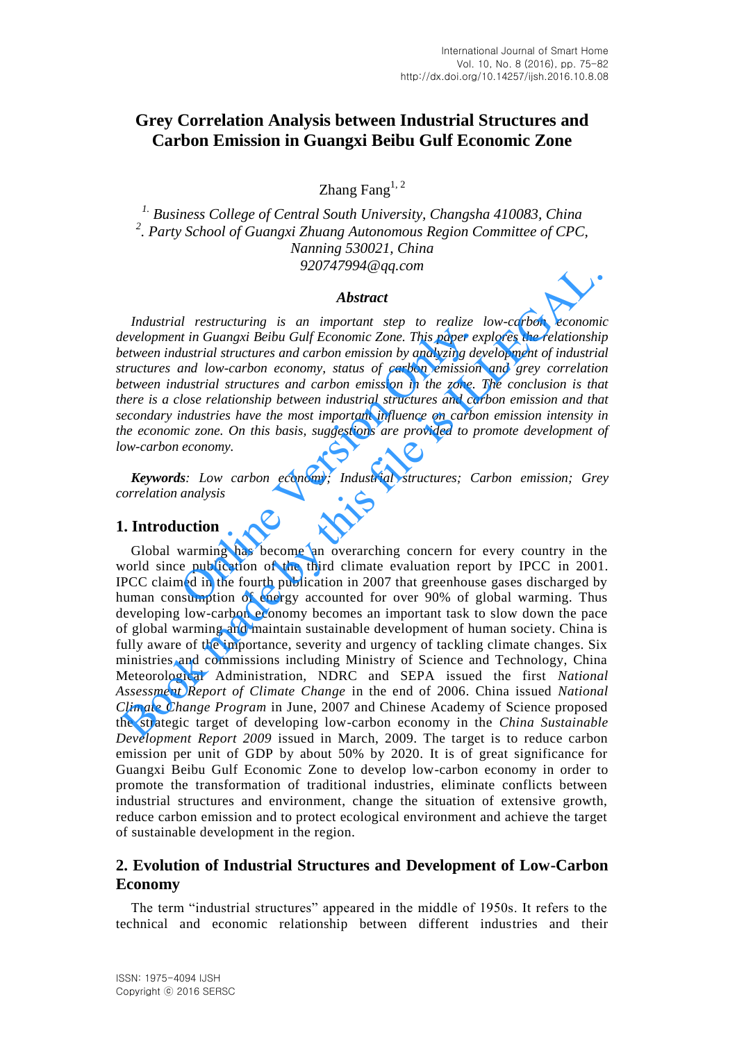# Grey Correlation Analysis between Industrial Structures and Carbon Emission in Guangxi Beibu Gulf Economic Zone

Zhang Fang[1, 2]

[1.] *Business College of Central South University, Changsha 410083, China*
[2]. *Party School of Guangxi Zhuang Autonomous Region Committee of CPC, Nanning 530021, China*
*920747994@qq.com*

### *Abstract*

*Industrial restructuring is an important step to realize low-carbon economic development in Guangxi Beibu Gulf Economic Zone. This paper explores the relationship between industrial structures and carbon emission by analyzing development of industrial structures and low-carbon economy, status of carbon emission and grey correlation between industrial structures and carbon emission in the zone. The conclusion is that there is a close relationship between industrial structures and carbon emission and that secondary industries have the most important influence on carbon emission intensity in the economic zone. On this basis, suggestions are provided to promote development of low-carbon economy.*

***Keywords****: Low carbon economy; Industrial structures; Carbon emission; Grey correlation analysis*

## 1. Introduction

Global warming has become an overarching concern for every country in the world since publication of the third climate evaluation report by IPCC in 2001. IPCC claimed in the fourth publication in 2007 that greenhouse gases discharged by human consumption of energy accounted for over 90% of global warming. Thus developing low-carbon economy becomes an important task to slow down the pace of global warming and maintain sustainable development of human society. China is fully aware of the importance, severity and urgency of tackling climate changes. Six ministries and commissions including Ministry of Science and Technology, China Meteorological Administration, NDRC and SEPA issued the first *National Assessment Report of Climate Change* in the end of 2006. China issued *National Climate Change Program* in June, 2007 and Chinese Academy of Science proposed the strategic target of developing low-carbon economy in the *China Sustainable Development Report 2009* issued in March, 2009. The target is to reduce carbon emission per unit of GDP by about 50% by 2020. It is of great significance for Guangxi Beibu Gulf Economic Zone to develop low-carbon economy in order to promote the transformation of traditional industries, eliminate conflicts between industrial structures and environment, change the situation of extensive growth, reduce carbon emission and to protect ecological environment and achieve the target of sustainable development in the region.

## 2. Evolution of Industrial Structures and Development of Low-Carbon Economy

The term "industrial structures" appeared in the middle of 1950s. It refers to the technical and economic relationship between different industries and their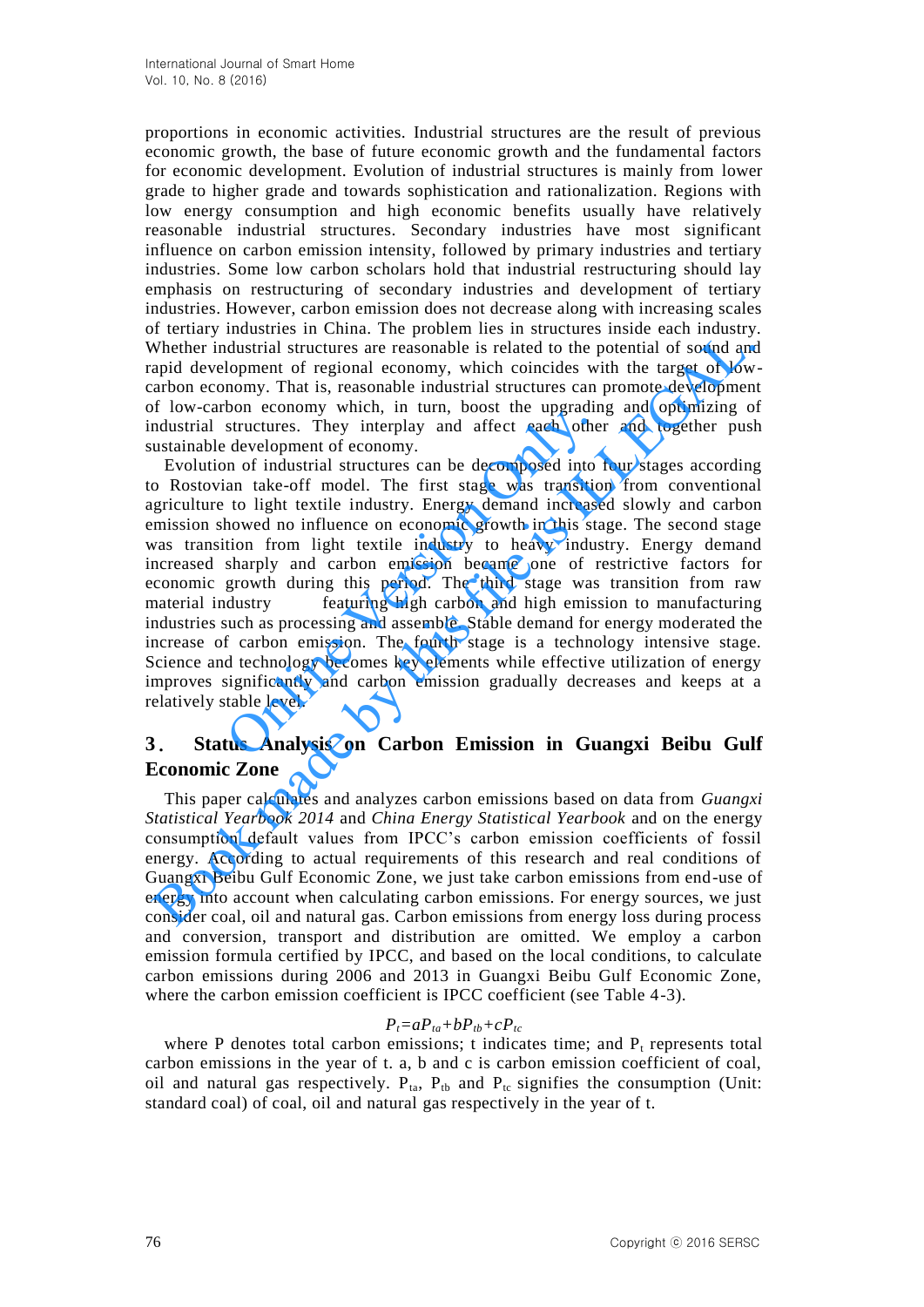proportions in economic activities. Industrial structures are the result of previous economic growth, the base of future economic growth and the fundamental factors for economic development. Evolution of industrial structures is mainly from lower grade to higher grade and towards sophistication and rationalization. Regions with low energy consumption and high economic benefits usually have relatively reasonable industrial structures. Secondary industries have most significant influence on carbon emission intensity, followed by primary industries and tertiary industries. Some low carbon scholars hold that industrial restructuring should lay emphasis on restructuring of secondary industries and development of tertiary industries. However, carbon emission does not decrease along with increasing scales of tertiary industries in China. The problem lies in structures inside each industry. Whether industrial structures are reasonable is related to the potential of sound and rapid development of regional economy, which coincides with the target of low-carbon economy. That is, reasonable industrial structures can promote development of low-carbon economy which, in turn, boost the upgrading and optimizing of industrial structures. They interplay and affect each other and together push sustainable development of economy.

Evolution of industrial structures can be decomposed into four stages according to Rostovian take-off model. The first stage was transition from conventional agriculture to light textile industry. Energy demand increased slowly and carbon emission showed no influence on economic growth in this stage. The second stage was transition from light textile industry to heavy industry. Energy demand increased sharply and carbon emission became one of restrictive factors for economic growth during this period. The third stage was transition from raw material industry featuring high carbon and high emission to manufacturing industries such as processing and assemble. Stable demand for energy moderated the increase of carbon emission. The fourth stage is a technology intensive stage. Science and technology becomes key elements while effective utilization of energy improves significantly and carbon emission gradually decreases and keeps at a relatively stable level.

## 3. Status Analysis on Carbon Emission in Guangxi Beibu Gulf Economic Zone

This paper calculates and analyzes carbon emissions based on data from *Guangxi Statistical Yearbook 2014* and *China Energy Statistical Yearbook* and on the energy consumption default values from IPCC's carbon emission coefficients of fossil energy. According to actual requirements of this research and real conditions of Guangxi Beibu Gulf Economic Zone, we just take carbon emissions from end-use of energy into account when calculating carbon emissions. For energy sources, we just consider coal, oil and natural gas. Carbon emissions from energy loss during process and conversion, transport and distribution are omitted. We employ a carbon emission formula certified by IPCC, and based on the local conditions, to calculate carbon emissions during 2006 and 2013 in Guangxi Beibu Gulf Economic Zone, where the carbon emission coefficient is IPCC coefficient (see Table 4-3).

$$P_t = aP_{ta} + bP_{tb} + cP_{tc}$$

where P denotes total carbon emissions; t indicates time; and $P_t$ represents total carbon emissions in the year of t. a, b and c is carbon emission coefficient of coal, oil and natural gas respectively. $P_{ta}$, $P_{tb}$ and $P_{tc}$ signifies the consumption (Unit: standard coal) of coal, oil and natural gas respectively in the year of t.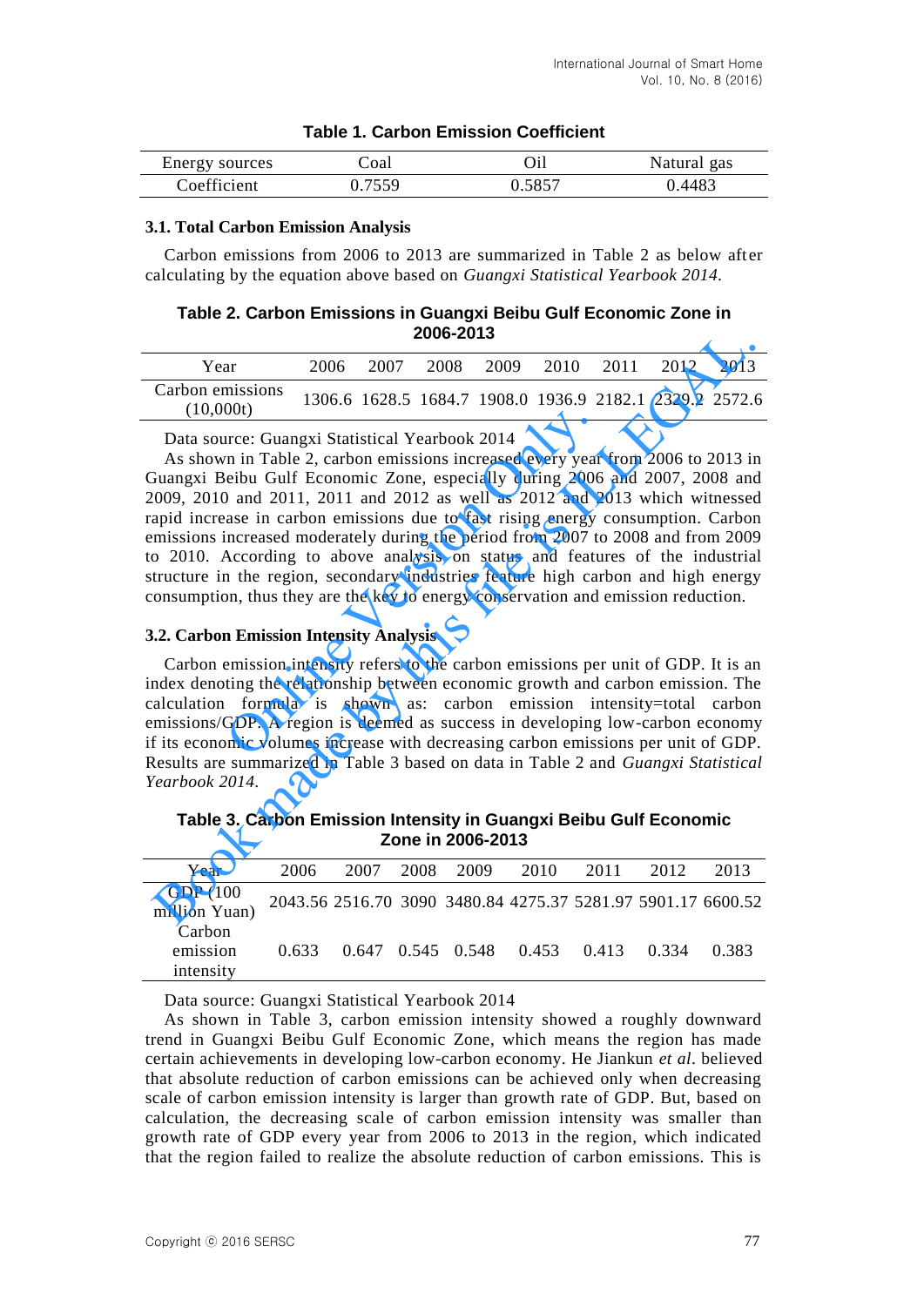**Table 1. Carbon Emission Coefficient**

| Energy sources | Coal | Oil | Natural gas |
|---|---|---|---|
| Coefficient | 0.7559 | 0.5857 | 0.4483 |

### 3.1. Total Carbon Emission Analysis

Carbon emissions from 2006 to 2013 are summarized in Table 2 as below after calculating by the equation above based on *Guangxi Statistical Yearbook 2014*.

**Table 2. Carbon Emissions in Guangxi Beibu Gulf Economic Zone in 2006-2013**

| Year | 2006 | 2007 | 2008 | 2009 | 2010 | 2011 | 2012 | 2013 |
|---|---|---|---|---|---|---|---|---|
| Carbon emissions (10,000t) | 1306.6 | 1628.5 | 1684.7 | 1908.0 | 1936.9 | 2182.1 | 2329.2 | 2572.6 |

Data source: Guangxi Statistical Yearbook 2014

As shown in Table 2, carbon emissions increased every year from 2006 to 2013 in Guangxi Beibu Gulf Economic Zone, especially during 2006 and 2007, 2008 and 2009, 2010 and 2011, 2011 and 2012 as well as 2012 and 2013 which witnessed rapid increase in carbon emissions due to fast rising energy consumption. Carbon emissions increased moderately during the period from 2007 to 2008 and from 2009 to 2010. According to above analysis on status and features of the industrial structure in the region, secondary industries feature high carbon and high energy consumption, thus they are the key to energy conservation and emission reduction.

### 3.2. Carbon Emission Intensity Analysis

Carbon emission intensity refers to the carbon emissions per unit of GDP. It is an index denoting the relationship between economic growth and carbon emission. The calculation formula is shown as: carbon emission intensity=total carbon emissions/GDP. A region is deemed as success in developing low-carbon economy if its economic volumes increase with decreasing carbon emissions per unit of GDP. Results are summarized in Table 3 based on data in Table 2 and *Guangxi Statistical Yearbook 2014*.

**Table 3. Carbon Emission Intensity in Guangxi Beibu Gulf Economic Zone in 2006-2013**

| Year | 2006 | 2007 | 2008 | 2009 | 2010 | 2011 | 2012 | 2013 |
|---|---|---|---|---|---|---|---|---|
| GDP (100 million Yuan) | 2043.56 | 2516.70 | 3090 | 3480.84 | 4275.37 | 5281.97 | 5901.17 | 6600.52 |
| Carbon emission intensity | 0.633 | 0.647 | 0.545 | 0.548 | 0.453 | 0.413 | 0.334 | 0.383 |

Data source: Guangxi Statistical Yearbook 2014

As shown in Table 3, carbon emission intensity showed a roughly downward trend in Guangxi Beibu Gulf Economic Zone, which means the region has made certain achievements in developing low-carbon economy. He Jiankun *et al*. believed that absolute reduction of carbon emissions can be achieved only when decreasing scale of carbon emission intensity is larger than growth rate of GDP. But, based on calculation, the decreasing scale of carbon emission intensity was smaller than growth rate of GDP every year from 2006 to 2013 in the region, which indicated that the region failed to realize the absolute reduction of carbon emissions. This is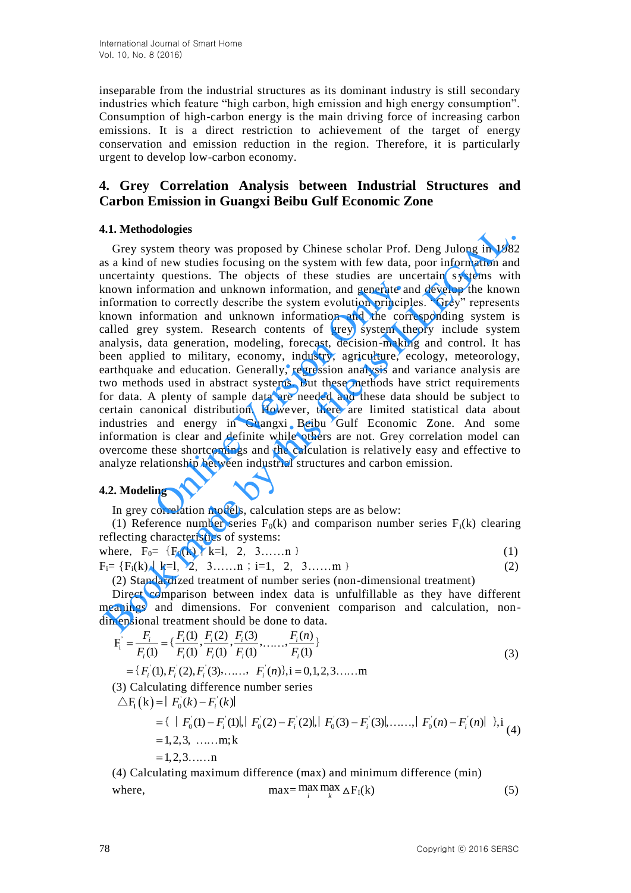inseparable from the industrial structures as its dominant industry is still secondary industries which feature "high carbon, high emission and high energy consumption". Consumption of high-carbon energy is the main driving force of increasing carbon emissions. It is a direct restriction to achievement of the target of energy conservation and emission reduction in the region. Therefore, it is particularly urgent to develop low-carbon economy.

## 4. Grey Correlation Analysis between Industrial Structures and Carbon Emission in Guangxi Beibu Gulf Economic Zone

### 4.1. Methodologies

Grey system theory was proposed by Chinese scholar Prof. Deng Julong in 1982 as a kind of new studies focusing on the system with few data, poor information and uncertainty questions. The objects of these studies are uncertain systems with known information and unknown information, and generate and develop the known information to correctly describe the system evolution principles. "Grey" represents known information and unknown information and the corresponding system is called grey system. Research contents of grey system theory include system analysis, data generation, modeling, forecast, decision-making and control. It has been applied to military, economy, industry, agriculture, ecology, meteorology, earthquake and education. Generally, regression analysis and variance analysis are two methods used in abstract systems. But these methods have strict requirements for data. A plenty of sample data are needed and these data should be subject to certain canonical distribution. However, there are limited statistical data about industries and energy in Guangxi Beibu Gulf Economic Zone. And some information is clear and definite while others are not. Grey correlation model can overcome these shortcomings and the calculation is relatively easy and effective to analyze relationship between industrial structures and carbon emission.

### 4.2. Modeling

In grey correlation models, calculation steps are as below:

(1) Reference number series $F_0(k)$ and comparison number series $F_i(k)$ clearing reflecting characteristics of systems:

where, $F_0 = \{F_0(k) \mid k=1, 2, 3\ldots\ldots n\}$ (1)

$F_i = \{F_i(k) \mid k=1, 2, 3\ldots\ldots n; i=1, 2, 3\ldots\ldots m\}$ (2)

(2) Standardized treatment of number series (non-dimensional treatment)

Direct comparison between index data is unfulfillable as they have different meanings and dimensions. For convenient comparison and calculation, non-dimensional treatment should be done to data.

$$F_i' = \frac{F_i}{F_i(1)} = \{\frac{F_i(1)}{F_i(1)}, \frac{F_i(2)}{F_i(1)}, \frac{F_i(3)}{F_i(1)}, \ldots\ldots, \frac{F_i(n)}{F_i(1)}\}$$
$$= \{F_i'(1), F_i'(2), F_i'(3), \ldots\ldots, F_i'(n)\}, i = 0,1,2,3\ldots\ldots m \quad (3)$$

(3) Calculating difference number series

$$\triangle F_i(k) = |F_0'(k) - F_i'(k)|$$
$$= \{ |F_0'(1) - F_i'(1)|, |F_0'(2) - F_i'(2)|, |F_0'(3) - F_i'(3)|, \ldots\ldots, |F_0'(n) - F_i'(n)| \}, i = 1,2,3, \ldots\ldots m; k = 1,2,3\ldots\ldots n \quad (4)$$

(4) Calculating maximum difference (max) and minimum difference (min)

where, $$\max = \max_i \max_k \Delta F_i(k) \quad (5)$$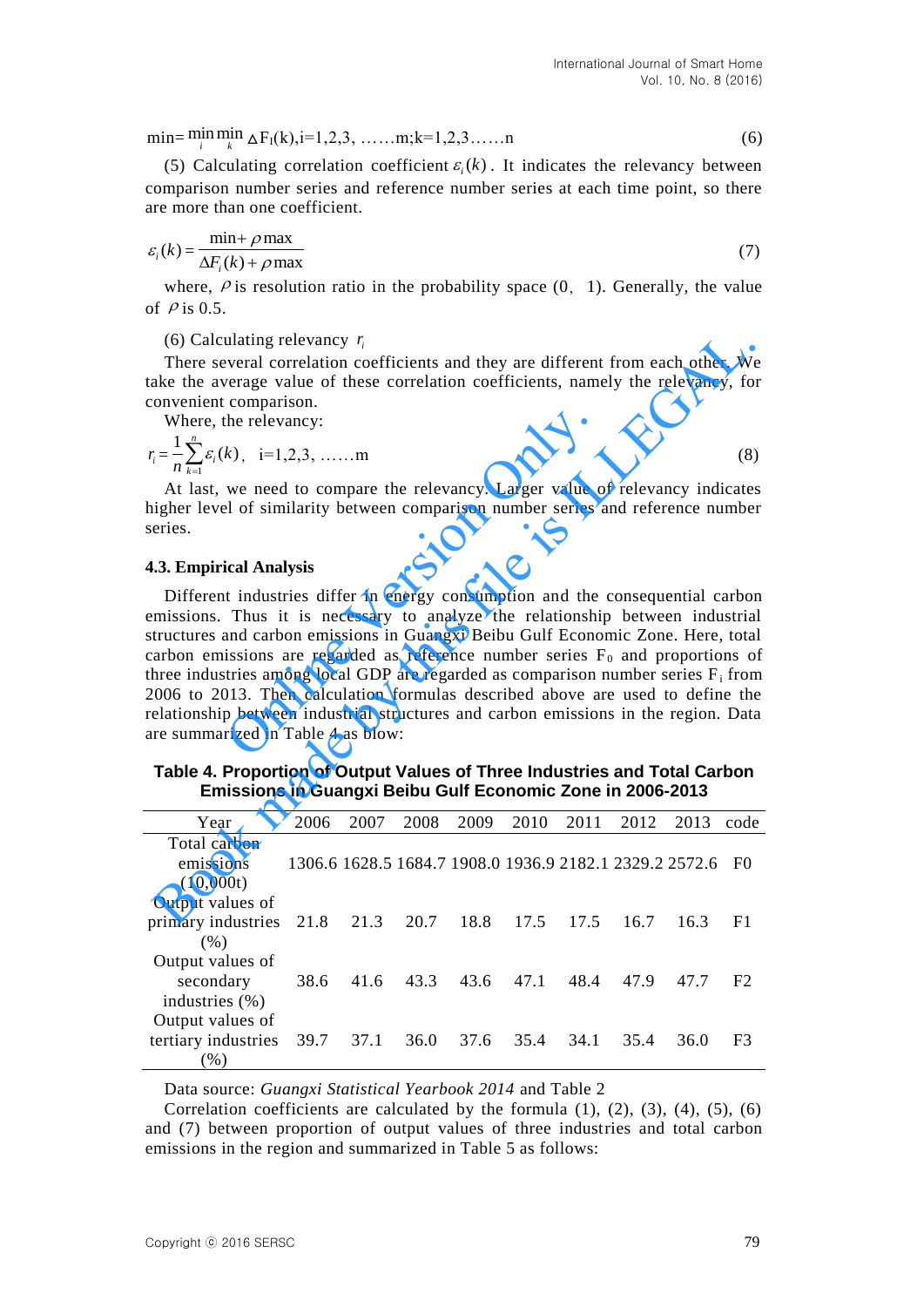$$\min = \min_i \min_k \Delta F_i(k), i=1,2,3, \ldots\ldots m; k=1,2,3\ldots\ldots n \tag{6}$$

(5) Calculating correlation coefficient $\varepsilon_i(k)$. It indicates the relevancy between comparison number series and reference number series at each time point, so there are more than one coefficient.

$$\varepsilon_i(k) = \frac{\min + \rho\max}{\Delta F_i(k) + \rho\max} \tag{7}$$

where, $\rho$ is resolution ratio in the probability space (0，1). Generally, the value of $\rho$ is 0.5.

(6) Calculating relevancy $r_i$

There several correlation coefficients and they are different from each other. We take the average value of these correlation coefficients, namely the relevancy, for convenient comparison.

Where, the relevancy:

$$r_i = \frac{1}{n}\sum_{k=1}^{n}\varepsilon_i(k), \quad i=1,2,3, \ldots\ldots m \tag{8}$$

At last, we need to compare the relevancy. Larger value of relevancy indicates higher level of similarity between comparison number series and reference number series.

### 4.3. Empirical Analysis

Different industries differ in energy consumption and the consequential carbon emissions. Thus it is necessary to analyze the relationship between industrial structures and carbon emissions in Guangxi Beibu Gulf Economic Zone. Here, total carbon emissions are regarded as reference number series $F_0$ and proportions of three industries among local GDP are regarded as comparison number series $F_i$ from 2006 to 2013. Then calculation formulas described above are used to define the relationship between industrial structures and carbon emissions in the region. Data are summarized in Table 4 as blow:

**Table 4. Proportion of Output Values of Three Industries and Total Carbon Emissions in Guangxi Beibu Gulf Economic Zone in 2006-2013**

| Year | 2006 | 2007 | 2008 | 2009 | 2010 | 2011 | 2012 | 2013 | code |
|---|---|---|---|---|---|---|---|---|---|
| Total carbon emissions (10,000t) | 1306.6 | 1628.5 | 1684.7 | 1908.0 | 1936.9 | 2182.1 | 2329.2 | 2572.6 | F0 |
| Output values of primary industries (%) | 21.8 | 21.3 | 20.7 | 18.8 | 17.5 | 17.5 | 16.7 | 16.3 | F1 |
| Output values of secondary industries (%) | 38.6 | 41.6 | 43.3 | 43.6 | 47.1 | 48.4 | 47.9 | 47.7 | F2 |
| Output values of tertiary industries (%) | 39.7 | 37.1 | 36.0 | 37.6 | 35.4 | 34.1 | 35.4 | 36.0 | F3 |

Data source: *Guangxi Statistical Yearbook 2014* and Table 2

Correlation coefficients are calculated by the formula (1), (2), (3), (4), (5), (6) and (7) between proportion of output values of three industries and total carbon emissions in the region and summarized in Table 5 as follows: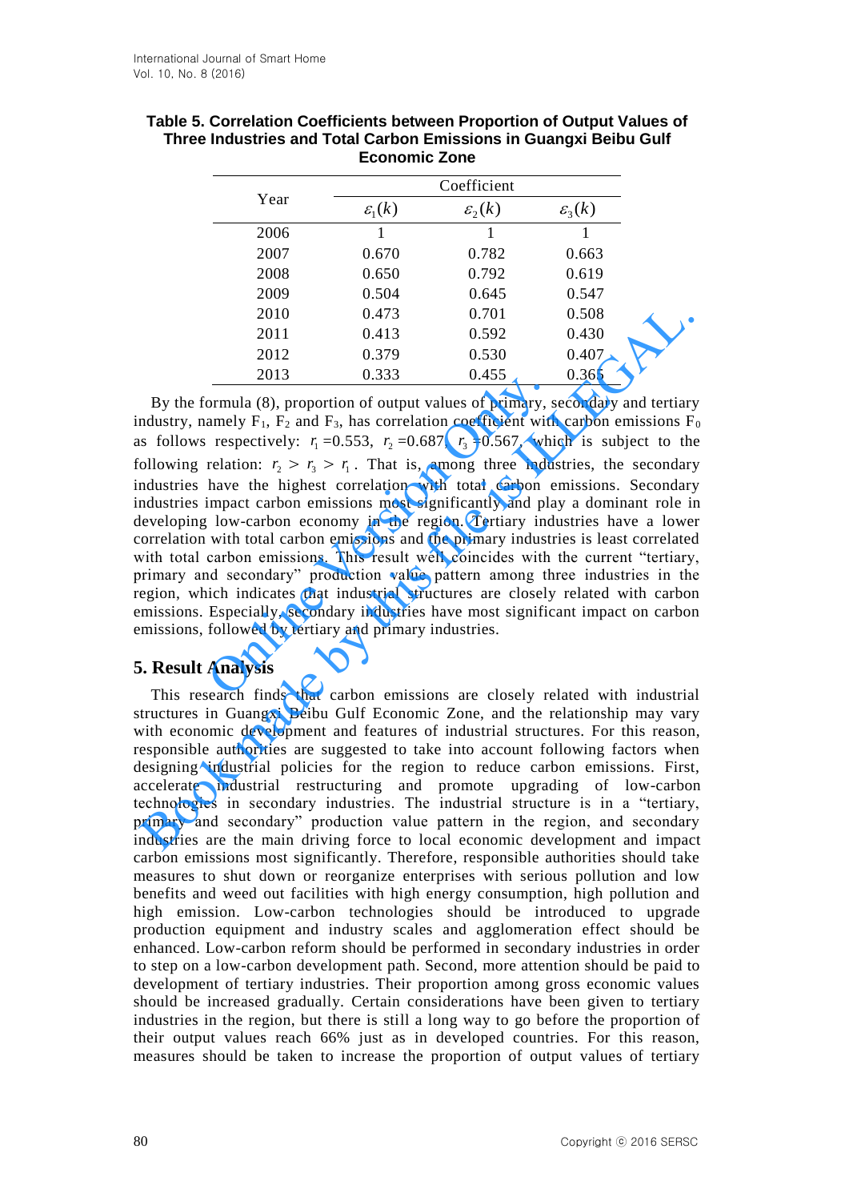**Table 5. Correlation Coefficients between Proportion of Output Values of Three Industries and Total Carbon Emissions in Guangxi Beibu Gulf Economic Zone**

| Year | Coefficient | | |
|---|---|---|---|
| | $\varepsilon_1(k)$ | $\varepsilon_2(k)$ | $\varepsilon_3(k)$ |
| 2006 | 1 | 1 | 1 |
| 2007 | 0.670 | 0.782 | 0.663 |
| 2008 | 0.650 | 0.792 | 0.619 |
| 2009 | 0.504 | 0.645 | 0.547 |
| 2010 | 0.473 | 0.701 | 0.508 |
| 2011 | 0.413 | 0.592 | 0.430 |
| 2012 | 0.379 | 0.530 | 0.407 |
| 2013 | 0.333 | 0.455 | 0.365 |

By the formula (8), proportion of output values of primary, secondary and tertiary industry, namely $F_1$, $F_2$ and $F_3$, has correlation coefficient with carbon emissions $F_0$ as follows respectively: $r_1$ =0.553, $r_2$ =0.687, $r_3$ =0.567, which is subject to the following relation: $r_2 > r_3 > r_1$. That is, among three industries, the secondary industries have the highest correlation with total carbon emissions. Secondary industries impact carbon emissions most significantly and play a dominant role in developing low-carbon economy in the region. Tertiary industries have a lower correlation with total carbon emissions and the primary industries is least correlated with total carbon emissions. This result well coincides with the current "tertiary, primary and secondary" production value pattern among three industries in the region, which indicates that industrial structures are closely related with carbon emissions. Especially, secondary industries have most significant impact on carbon emissions, followed by tertiary and primary industries.

## 5. Result Analysis

This research finds that carbon emissions are closely related with industrial structures in Guangxi Beibu Gulf Economic Zone, and the relationship may vary with economic development and features of industrial structures. For this reason, responsible authorities are suggested to take into account following factors when designing industrial policies for the region to reduce carbon emissions. First, accelerate industrial restructuring and promote upgrading of low-carbon technologies in secondary industries. The industrial structure is in a "tertiary, primary and secondary" production value pattern in the region, and secondary industries are the main driving force to local economic development and impact carbon emissions most significantly. Therefore, responsible authorities should take measures to shut down or reorganize enterprises with serious pollution and low benefits and weed out facilities with high energy consumption, high pollution and high emission. Low-carbon technologies should be introduced to upgrade production equipment and industry scales and agglomeration effect should be enhanced. Low-carbon reform should be performed in secondary industries in order to step on a low-carbon development path. Second, more attention should be paid to development of tertiary industries. Their proportion among gross economic values should be increased gradually. Certain considerations have been given to tertiary industries in the region, but there is still a long way to go before the proportion of their output values reach 66% just as in developed countries. For this reason, measures should be taken to increase the proportion of output values of tertiary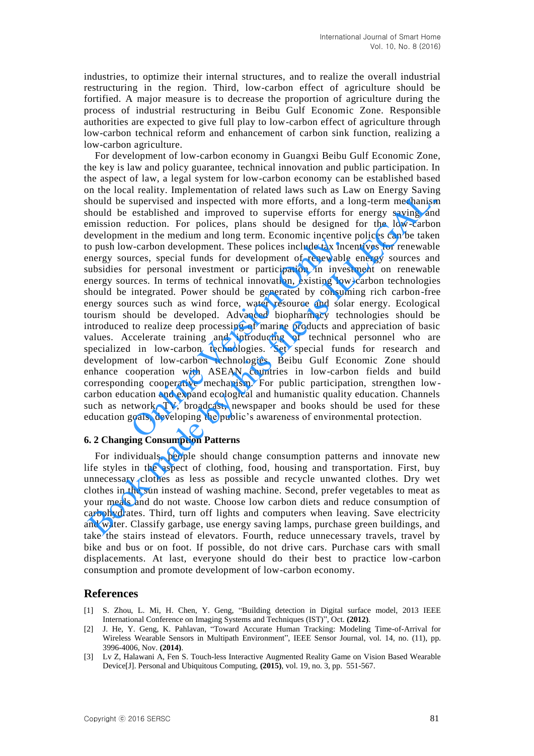industries, to optimize their internal structures, and to realize the overall industrial restructuring in the region. Third, low-carbon effect of agriculture should be fortified. A major measure is to decrease the proportion of agriculture during the process of industrial restructuring in Beibu Gulf Economic Zone. Responsible authorities are expected to give full play to low-carbon effect of agriculture through low-carbon technical reform and enhancement of carbon sink function, realizing a low-carbon agriculture.

For development of low-carbon economy in Guangxi Beibu Gulf Economic Zone, the key is law and policy guarantee, technical innovation and public participation. In the aspect of law, a legal system for low-carbon economy can be established based on the local reality. Implementation of related laws such as Law on Energy Saving should be supervised and inspected with more efforts, and a long-term mechanism should be established and improved to supervise efforts for energy saving and emission reduction. For polices, plans should be designed for the low-carbon development in the medium and long term. Economic incentive polices can be taken to push low-carbon development. These polices include tax incentives for renewable energy sources, special funds for development of renewable energy sources and subsidies for personal investment or participation in investment on renewable energy sources. In terms of technical innovation, existing low-carbon technologies should be integrated. Power should be generated by consuming rich carbon-free energy sources such as wind force, water resource and solar energy. Ecological tourism should be developed. Advanced biopharmacy technologies should be introduced to realize deep processing of marine products and appreciation of basic values. Accelerate training and introducing of technical personnel who are specialized in low-carbon technologies. Set special funds for research and development of low-carbon technologies. Beibu Gulf Economic Zone should enhance cooperation with ASEAN countries in low-carbon fields and build corresponding cooperative mechanism. For public participation, strengthen low-carbon education and expand ecological and humanistic quality education. Channels such as network, TV, broadcast, newspaper and books should be used for these education goals, developing the public's awareness of environmental protection.

### 6. 2 Changing Consumption Patterns

For individuals, people should change consumption patterns and innovate new life styles in the aspect of clothing, food, housing and transportation. First, buy unnecessary clothes as less as possible and recycle unwanted clothes. Dry wet clothes in the sun instead of washing machine. Second, prefer vegetables to meat as your meals and do not waste. Choose low carbon diets and reduce consumption of carbohydrates. Third, turn off lights and computers when leaving. Save electricity and water. Classify garbage, use energy saving lamps, purchase green buildings, and take the stairs instead of elevators. Fourth, reduce unnecessary travels, travel by bike and bus or on foot. If possible, do not drive cars. Purchase cars with small displacements. At last, everyone should do their best to practice low-carbon consumption and promote development of low-carbon economy.

## References

[1] S. Zhou, L. Mi, H. Chen, Y. Geng, "Building detection in Digital surface model, 2013 IEEE International Conference on Imaging Systems and Techniques (IST)", Oct. **(2012)**.

[2] J. He, Y. Geng, K. Pahlavan, "Toward Accurate Human Tracking: Modeling Time-of-Arrival for Wireless Wearable Sensors in Multipath Environment", IEEE Sensor Journal, vol. 14, no. (11), pp. 3996-4006, Nov. **(2014)**.

[3] Lv Z, Halawani A, Fen S. Touch-less Interactive Augmented Reality Game on Vision Based Wearable Device[J]. Personal and Ubiquitous Computing, **(2015)**, vol. 19, no. 3, pp. 551-567.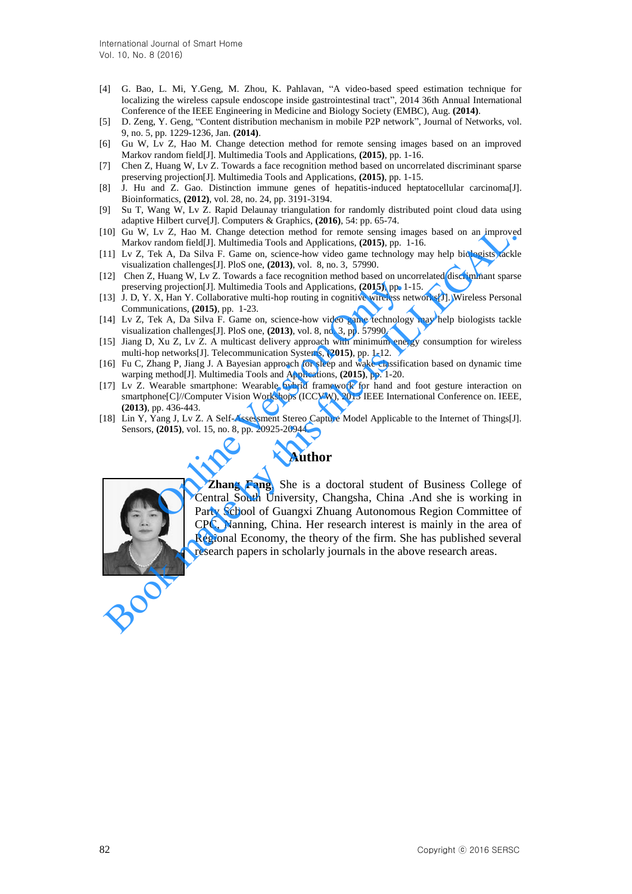[4] G. Bao, L. Mi, Y.Geng, M. Zhou, K. Pahlavan, "A video-based speed estimation technique for localizing the wireless capsule endoscope inside gastrointestinal tract", 2014 36th Annual International Conference of the IEEE Engineering in Medicine and Biology Society (EMBC), Aug. **(2014)**.

[5] D. Zeng, Y. Geng, "Content distribution mechanism in mobile P2P network", Journal of Networks, vol. 9, no. 5, pp. 1229-1236, Jan. **(2014)**.

[6] Gu W, Lv Z, Hao M. Change detection method for remote sensing images based on an improved Markov random field[J]. Multimedia Tools and Applications, **(2015)**, pp. 1-16.

[7] Chen Z, Huang W, Lv Z. Towards a face recognition method based on uncorrelated discriminant sparse preserving projection[J]. Multimedia Tools and Applications, **(2015)**, pp. 1-15.

[8] J. Hu and Z. Gao. Distinction immune genes of hepatitis-induced heptatocellular carcinoma[J]. Bioinformatics, **(2012)**, vol. 28, no. 24, pp. 3191-3194.

[9] Su T, Wang W, Lv Z. Rapid Delaunay triangulation for randomly distributed point cloud data using adaptive Hilbert curve[J]. Computers & Graphics, **(2016)**, 54: pp. 65-74.

[10] Gu W, Lv Z, Hao M. Change detection method for remote sensing images based on an improved Markov random field[J]. Multimedia Tools and Applications, **(2015)**, pp. 1-16.

[11] Lv Z, Tek A, Da Silva F. Game on, science-how video game technology may help biologists tackle visualization challenges[J]. PloS one, **(2013)**, vol. 8, no. 3, 57990.

[12] Chen Z, Huang W, Lv Z. Towards a face recognition method based on uncorrelated discriminant sparse preserving projection[J]. Multimedia Tools and Applications, **(2015)**, pp. 1-15.

[13] J. D, Y. X, Han Y. Collaborative multi-hop routing in cognitive wireless networks[J]. Wireless Personal Communications, **(2015)**, pp. 1-23.

[14] Lv Z, Tek A, Da Silva F. Game on, science-how video game technology may help biologists tackle visualization challenges[J]. PloS one, **(2013)**, vol. 8, no. 3, pp. 57990.

[15] Jiang D, Xu Z, Lv Z. A multicast delivery approach with minimum energy consumption for wireless multi-hop networks[J]. Telecommunication Systems, **(2015)**, pp. 1-12.

[16] Fu C, Zhang P, Jiang J. A Bayesian approach for sleep and wake classification based on dynamic time warping method[J]. Multimedia Tools and Applications, **(2015)**, pp. 1-20.

[17] Lv Z. Wearable smartphone: Wearable hybrid framework for hand and foot gesture interaction on smartphone[C]//Computer Vision Workshops (ICCVW), 2013 IEEE International Conference on. IEEE, **(2013)**, pp. 436-443.

[18] Lin Y, Yang J, Lv Z. A Self-Assessment Stereo Capture Model Applicable to the Internet of Things[J]. Sensors, **(2015)**, vol. 15, no. 8, pp. 20925-20944.

## Author

**Zhang Fang**, She is a doctoral student of Business College of Central South University, Changsha, China .And she is working in Party School of Guangxi Zhuang Autonomous Region Committee of CPC, Nanning, China. Her research interest is mainly in the area of Regional Economy, the theory of the firm. She has published several research papers in scholarly journals in the above research areas.